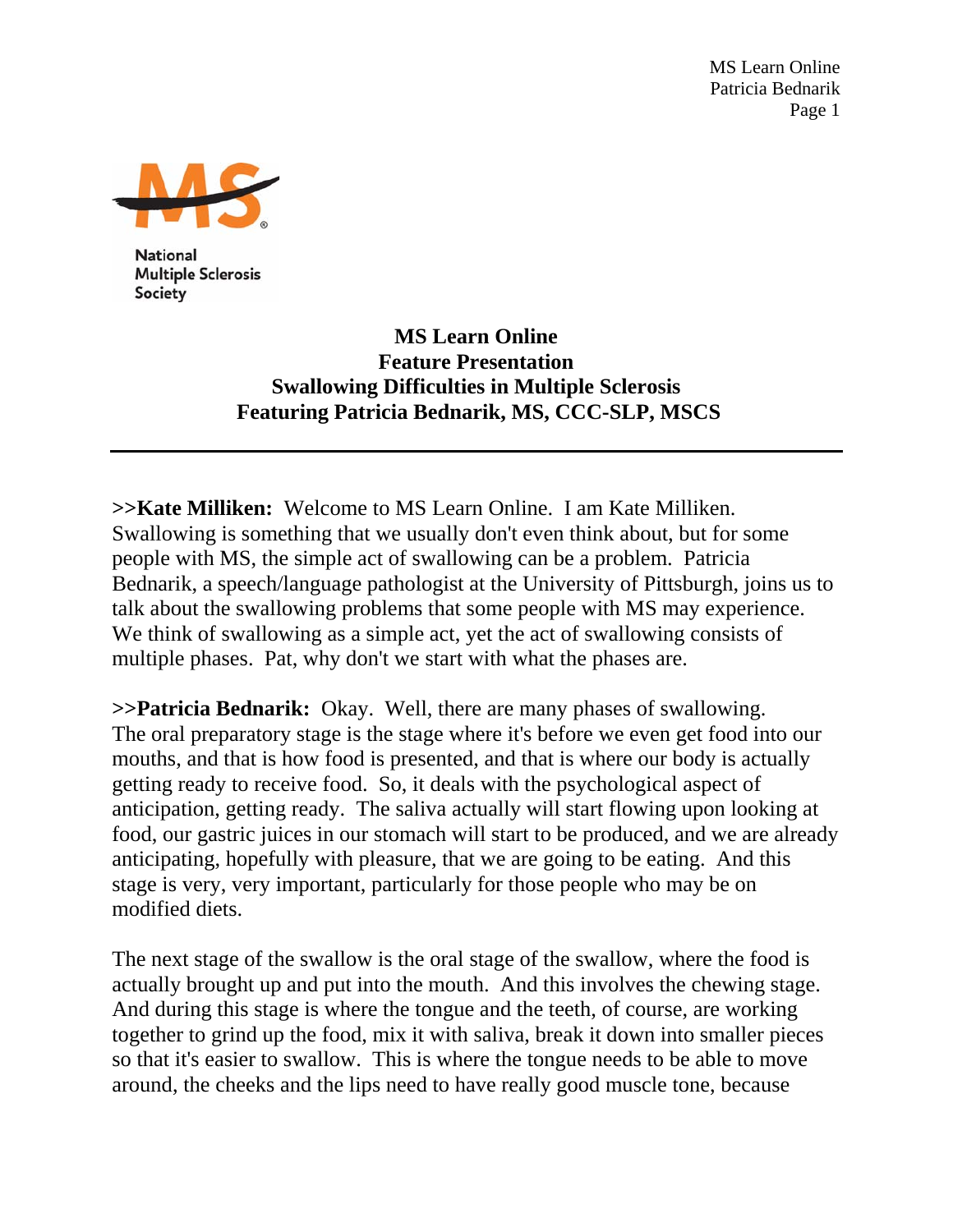National Multiple Sclerosis Society

# MS Learn Online
## Feature Presentation
## Swallowing Difficulties in Multiple Sclerosis
## Featuring Patricia Bednarik, MS, CCC-SLP, MSCS

---

**>>Kate Milliken:** Welcome to MS Learn Online. I am Kate Milliken. Swallowing is something that we usually don't even think about, but for some people with MS, the simple act of swallowing can be a problem. Patricia Bednarik, a speech/language pathologist at the University of Pittsburgh, joins us to talk about the swallowing problems that some people with MS may experience. We think of swallowing as a simple act, yet the act of swallowing consists of multiple phases. Pat, why don't we start with what the phases are.

**>>Patricia Bednarik:** Okay. Well, there are many phases of swallowing. The oral preparatory stage is the stage where it's before we even get food into our mouths, and that is how food is presented, and that is where our body is actually getting ready to receive food. So, it deals with the psychological aspect of anticipation, getting ready. The saliva actually will start flowing upon looking at food, our gastric juices in our stomach will start to be produced, and we are already anticipating, hopefully with pleasure, that we are going to be eating. And this stage is very, very important, particularly for those people who may be on modified diets.

The next stage of the swallow is the oral stage of the swallow, where the food is actually brought up and put into the mouth. And this involves the chewing stage. And during this stage is where the tongue and the teeth, of course, are working together to grind up the food, mix it with saliva, break it down into smaller pieces so that it's easier to swallow. This is where the tongue needs to be able to move around, the cheeks and the lips need to have really good muscle tone, because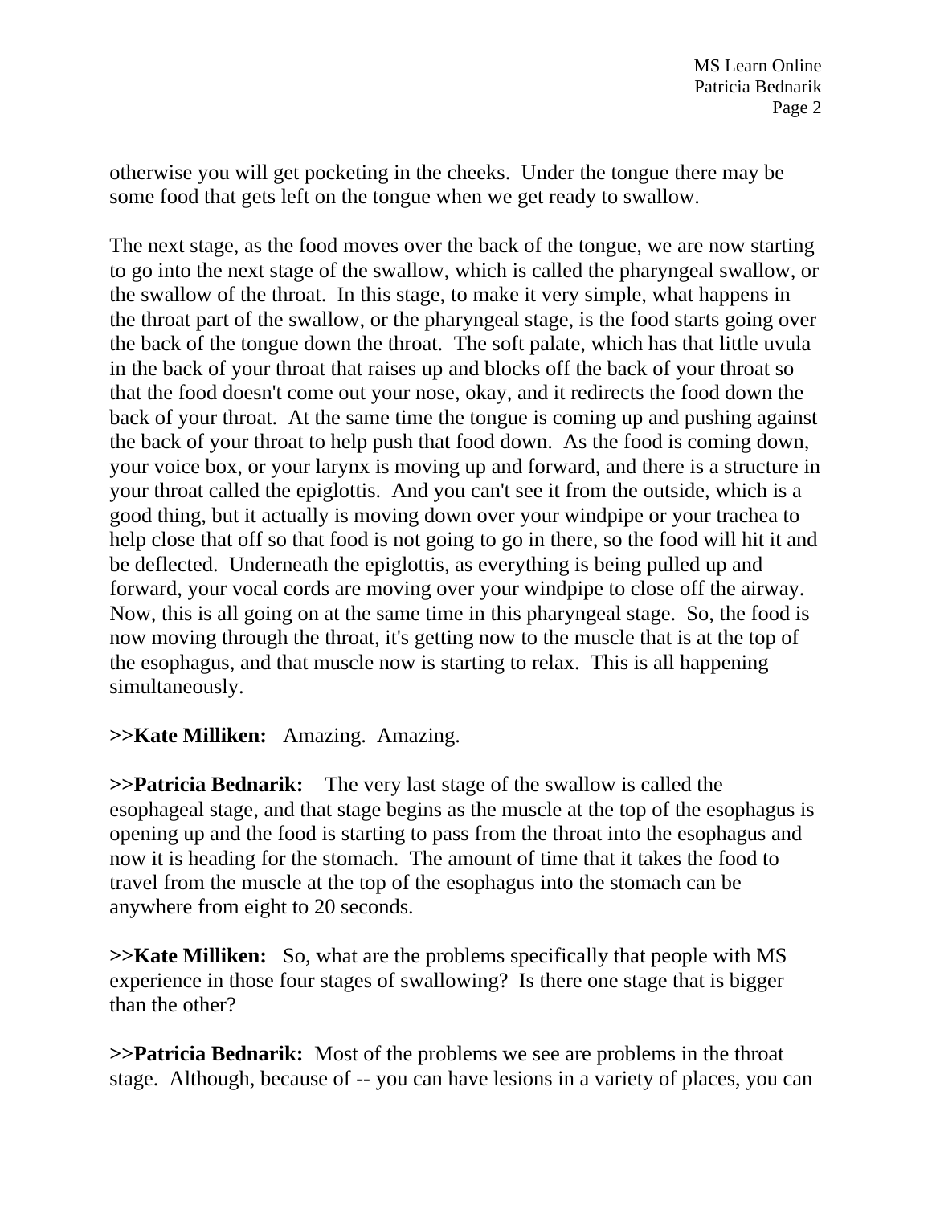otherwise you will get pocketing in the cheeks.  Under the tongue there may be some food that gets left on the tongue when we get ready to swallow.

The next stage, as the food moves over the back of the tongue, we are now starting to go into the next stage of the swallow, which is called the pharyngeal swallow, or the swallow of the throat.  In this stage, to make it very simple, what happens in the throat part of the swallow, or the pharyngeal stage, is the food starts going over the back of the tongue down the throat.  The soft palate, which has that little uvula in the back of your throat that raises up and blocks off the back of your throat so that the food doesn't come out your nose, okay, and it redirects the food down the back of your throat.  At the same time the tongue is coming up and pushing against the back of your throat to help push that food down.  As the food is coming down, your voice box, or your larynx is moving up and forward, and there is a structure in your throat called the epiglottis.  And you can't see it from the outside, which is a good thing, but it actually is moving down over your windpipe or your trachea to help close that off so that food is not going to go in there, so the food will hit it and be deflected.  Underneath the epiglottis, as everything is being pulled up and forward, your vocal cords are moving over your windpipe to close off the airway.  Now, this is all going on at the same time in this pharyngeal stage.  So, the food is now moving through the throat, it's getting now to the muscle that is at the top of the esophagus, and that muscle now is starting to relax.  This is all happening simultaneously.

**>>Kate Milliken:** Amazing.  Amazing.

**>>Patricia Bednarik:** The very last stage of the swallow is called the esophageal stage, and that stage begins as the muscle at the top of the esophagus is opening up and the food is starting to pass from the throat into the esophagus and now it is heading for the stomach.  The amount of time that it takes the food to travel from the muscle at the top of the esophagus into the stomach can be anywhere from eight to 20 seconds.

**>>Kate Milliken:** So, what are the problems specifically that people with MS experience in those four stages of swallowing?  Is there one stage that is bigger than the other?

**>>Patricia Bednarik:** Most of the problems we see are problems in the throat stage.  Although, because of -- you can have lesions in a variety of places, you can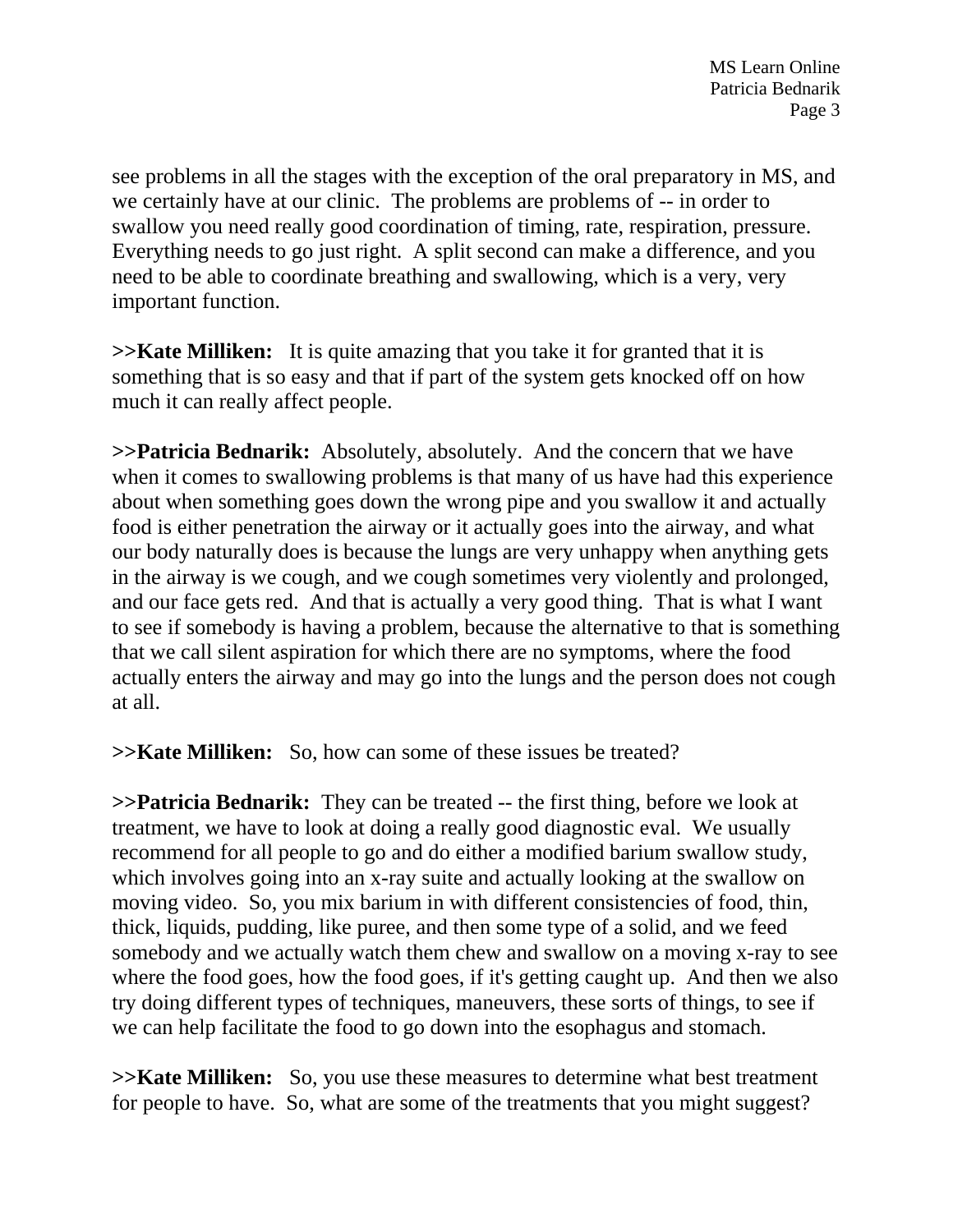see problems in all the stages with the exception of the oral preparatory in MS, and we certainly have at our clinic. The problems are problems of -- in order to swallow you need really good coordination of timing, rate, respiration, pressure. Everything needs to go just right. A split second can make a difference, and you need to be able to coordinate breathing and swallowing, which is a very, very important function.

**>>Kate Milliken:** It is quite amazing that you take it for granted that it is something that is so easy and that if part of the system gets knocked off on how much it can really affect people.

**>>Patricia Bednarik:** Absolutely, absolutely. And the concern that we have when it comes to swallowing problems is that many of us have had this experience about when something goes down the wrong pipe and you swallow it and actually food is either penetration the airway or it actually goes into the airway, and what our body naturally does is because the lungs are very unhappy when anything gets in the airway is we cough, and we cough sometimes very violently and prolonged, and our face gets red. And that is actually a very good thing. That is what I want to see if somebody is having a problem, because the alternative to that is something that we call silent aspiration for which there are no symptoms, where the food actually enters the airway and may go into the lungs and the person does not cough at all.

**>>Kate Milliken:** So, how can some of these issues be treated?

**>>Patricia Bednarik:** They can be treated -- the first thing, before we look at treatment, we have to look at doing a really good diagnostic eval. We usually recommend for all people to go and do either a modified barium swallow study, which involves going into an x-ray suite and actually looking at the swallow on moving video. So, you mix barium in with different consistencies of food, thin, thick, liquids, pudding, like puree, and then some type of a solid, and we feed somebody and we actually watch them chew and swallow on a moving x-ray to see where the food goes, how the food goes, if it's getting caught up. And then we also try doing different types of techniques, maneuvers, these sorts of things, to see if we can help facilitate the food to go down into the esophagus and stomach.

**>>Kate Milliken:** So, you use these measures to determine what best treatment for people to have. So, what are some of the treatments that you might suggest?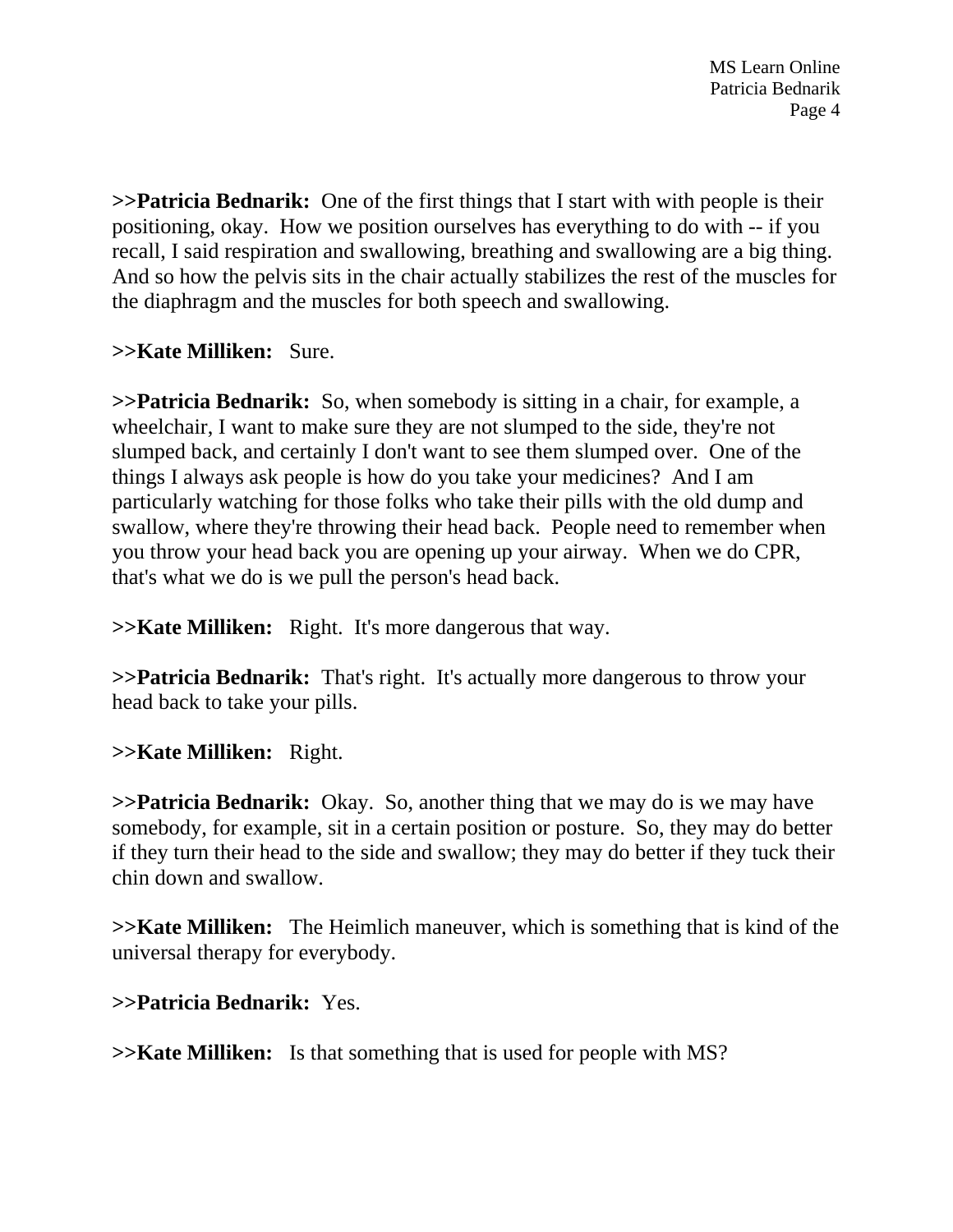**>>Patricia Bednarik:** One of the first things that I start with with people is their positioning, okay. How we position ourselves has everything to do with -- if you recall, I said respiration and swallowing, breathing and swallowing are a big thing. And so how the pelvis sits in the chair actually stabilizes the rest of the muscles for the diaphragm and the muscles for both speech and swallowing.

**>>Kate Milliken:** Sure.

**>>Patricia Bednarik:** So, when somebody is sitting in a chair, for example, a wheelchair, I want to make sure they are not slumped to the side, they're not slumped back, and certainly I don't want to see them slumped over. One of the things I always ask people is how do you take your medicines? And I am particularly watching for those folks who take their pills with the old dump and swallow, where they're throwing their head back. People need to remember when you throw your head back you are opening up your airway. When we do CPR, that's what we do is we pull the person's head back.

**>>Kate Milliken:** Right. It's more dangerous that way.

**>>Patricia Bednarik:** That's right. It's actually more dangerous to throw your head back to take your pills.

**>>Kate Milliken:** Right.

**>>Patricia Bednarik:** Okay. So, another thing that we may do is we may have somebody, for example, sit in a certain position or posture. So, they may do better if they turn their head to the side and swallow; they may do better if they tuck their chin down and swallow.

**>>Kate Milliken:** The Heimlich maneuver, which is something that is kind of the universal therapy for everybody.

**>>Patricia Bednarik:** Yes.

**>>Kate Milliken:** Is that something that is used for people with MS?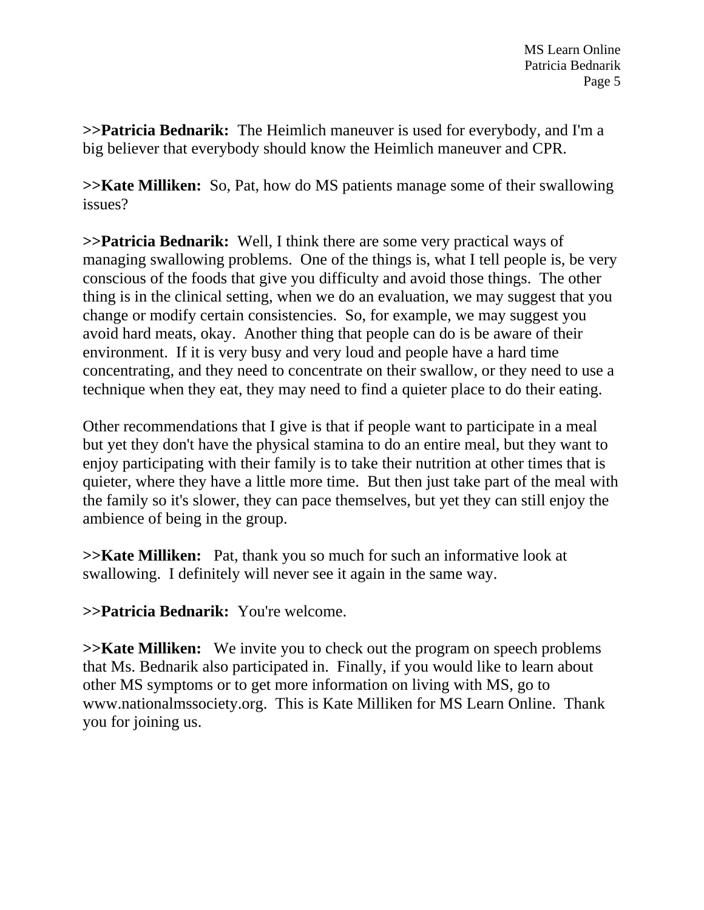**>>Patricia Bednarik:** The Heimlich maneuver is used for everybody, and I'm a big believer that everybody should know the Heimlich maneuver and CPR.

**>>Kate Milliken:** So, Pat, how do MS patients manage some of their swallowing issues?

**>>Patricia Bednarik:** Well, I think there are some very practical ways of managing swallowing problems. One of the things is, what I tell people is, be very conscious of the foods that give you difficulty and avoid those things. The other thing is in the clinical setting, when we do an evaluation, we may suggest that you change or modify certain consistencies. So, for example, we may suggest you avoid hard meats, okay. Another thing that people can do is be aware of their environment. If it is very busy and very loud and people have a hard time concentrating, and they need to concentrate on their swallow, or they need to use a technique when they eat, they may need to find a quieter place to do their eating.

Other recommendations that I give is that if people want to participate in a meal but yet they don't have the physical stamina to do an entire meal, but they want to enjoy participating with their family is to take their nutrition at other times that is quieter, where they have a little more time. But then just take part of the meal with the family so it's slower, they can pace themselves, but yet they can still enjoy the ambience of being in the group.

**>>Kate Milliken:** Pat, thank you so much for such an informative look at swallowing. I definitely will never see it again in the same way.

**>>Patricia Bednarik:** You're welcome.

**>>Kate Milliken:** We invite you to check out the program on speech problems that Ms. Bednarik also participated in. Finally, if you would like to learn about other MS symptoms or to get more information on living with MS, go to www.nationalmssociety.org. This is Kate Milliken for MS Learn Online. Thank you for joining us.